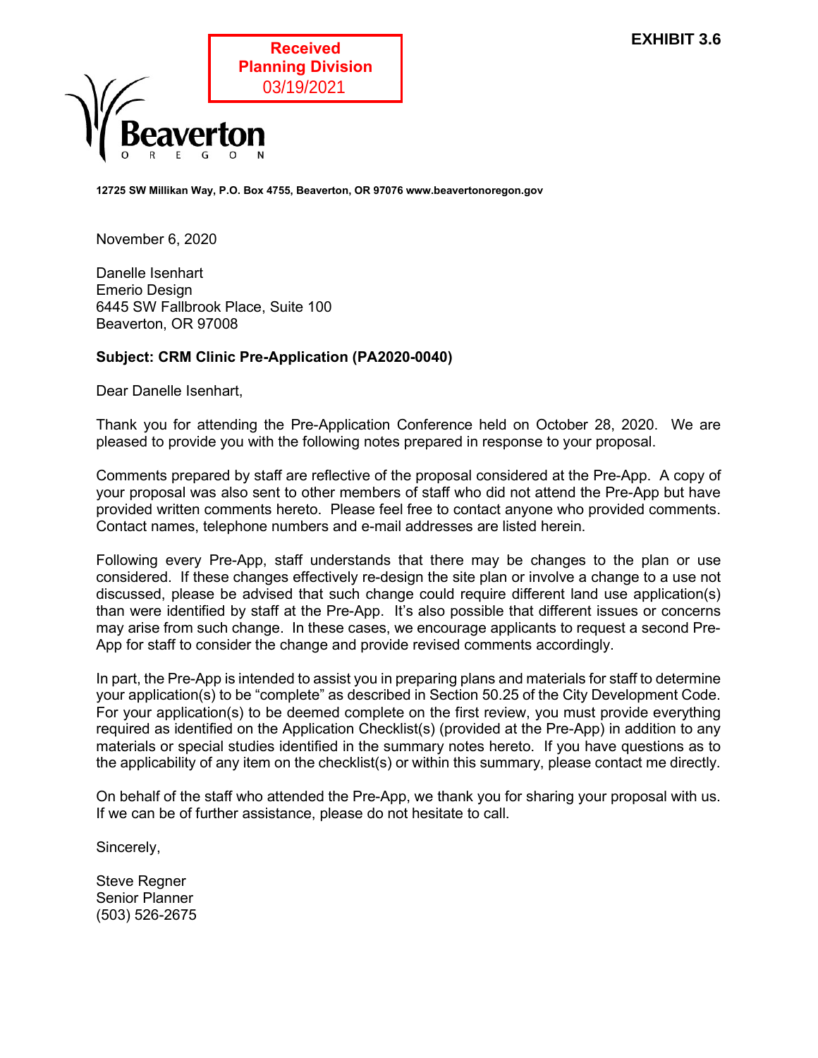**EXHIBIT 3.6**

**Received**
**Planning Division**
03/19/2021

**Beaverton**
OREGON

**12725 SW Millikan Way, P.O. Box 4755, Beaverton, OR 97076 www.beavertonoregon.gov**

November 6, 2020

Danelle Isenhart
Emerio Design
6445 SW Fallbrook Place, Suite 100
Beaverton, OR 97008

**Subject: CRM Clinic Pre-Application (PA2020-0040)**

Dear Danelle Isenhart,

Thank you for attending the Pre-Application Conference held on October 28, 2020. We are pleased to provide you with the following notes prepared in response to your proposal.

Comments prepared by staff are reflective of the proposal considered at the Pre-App. A copy of your proposal was also sent to other members of staff who did not attend the Pre-App but have provided written comments hereto. Please feel free to contact anyone who provided comments. Contact names, telephone numbers and e-mail addresses are listed herein.

Following every Pre-App, staff understands that there may be changes to the plan or use considered. If these changes effectively re-design the site plan or involve a change to a use not discussed, please be advised that such change could require different land use application(s) than were identified by staff at the Pre-App. It's also possible that different issues or concerns may arise from such change. In these cases, we encourage applicants to request a second Pre-App for staff to consider the change and provide revised comments accordingly.

In part, the Pre-App is intended to assist you in preparing plans and materials for staff to determine your application(s) to be "complete" as described in Section 50.25 of the City Development Code. For your application(s) to be deemed complete on the first review, you must provide everything required as identified on the Application Checklist(s) (provided at the Pre-App) in addition to any materials or special studies identified in the summary notes hereto. If you have questions as to the applicability of any item on the checklist(s) or within this summary, please contact me directly.

On behalf of the staff who attended the Pre-App, we thank you for sharing your proposal with us. If we can be of further assistance, please do not hesitate to call.

Sincerely,

Steve Regner
Senior Planner
(503) 526-2675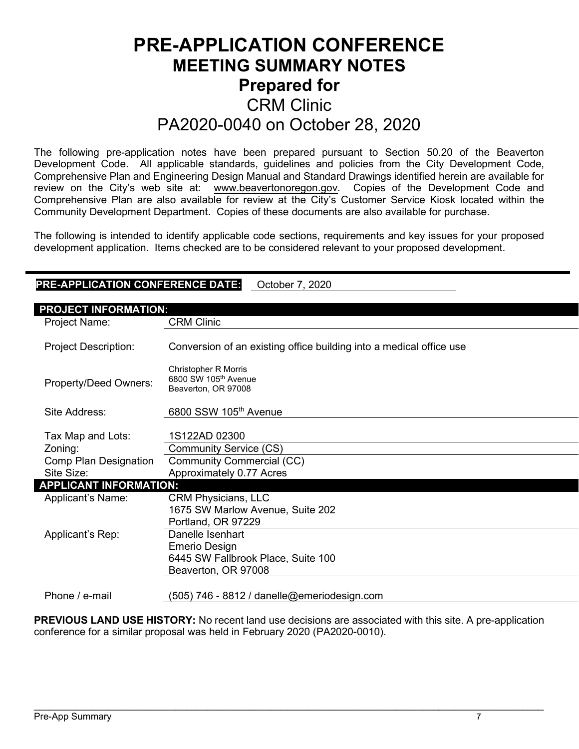# PRE-APPLICATION CONFERENCE

## MEETING SUMMARY NOTES

## Prepared for

## CRM Clinic

## PA2020-0040 on October 28, 2020

The following pre-application notes have been prepared pursuant to Section 50.20 of the Beaverton Development Code. All applicable standards, guidelines and policies from the City Development Code, Comprehensive Plan and Engineering Design Manual and Standard Drawings identified herein are available for review on the City's web site at: www.beavertonoregon.gov. Copies of the Development Code and Comprehensive Plan are also available for review at the City's Customer Service Kiosk located within the Community Development Department. Copies of these documents are also available for purchase.

The following is intended to identify applicable code sections, requirements and key issues for your proposed development application. Items checked are to be considered relevant to your proposed development.

**PRE-APPLICATION CONFERENCE DATE:** October 7, 2020

| **PROJECT INFORMATION:** | |
|---|---|
| Project Name: | CRM Clinic |
| Project Description: | Conversion of an existing office building into a medical office use |
| Property/Deed Owners: | Christopher R Morris<br>6800 SW 105th Avenue<br>Beaverton, OR 97008 |
| Site Address: | 6800 SSW 105th Avenue |
| Tax Map and Lots: | 1S122AD 02300 |
| Zoning: | Community Service (CS) |
| Comp Plan Designation | Community Commercial (CC) |
| Site Size: | Approximately 0.77 Acres |
| **APPLICANT INFORMATION:** | |
| Applicant's Name: | CRM Physicians, LLC<br>1675 SW Marlow Avenue, Suite 202<br>Portland, OR 97229 |
| Applicant's Rep: | Danelle Isenhart<br>Emerio Design<br>6445 SW Fallbrook Place, Suite 100<br>Beaverton, OR 97008 |
| Phone / e-mail | (505) 746 - 8812 / danelle@emeriodesign.com |

**PREVIOUS LAND USE HISTORY:** No recent land use decisions are associated with this site. A pre-application conference for a similar proposal was held in February 2020 (PA2020-0010).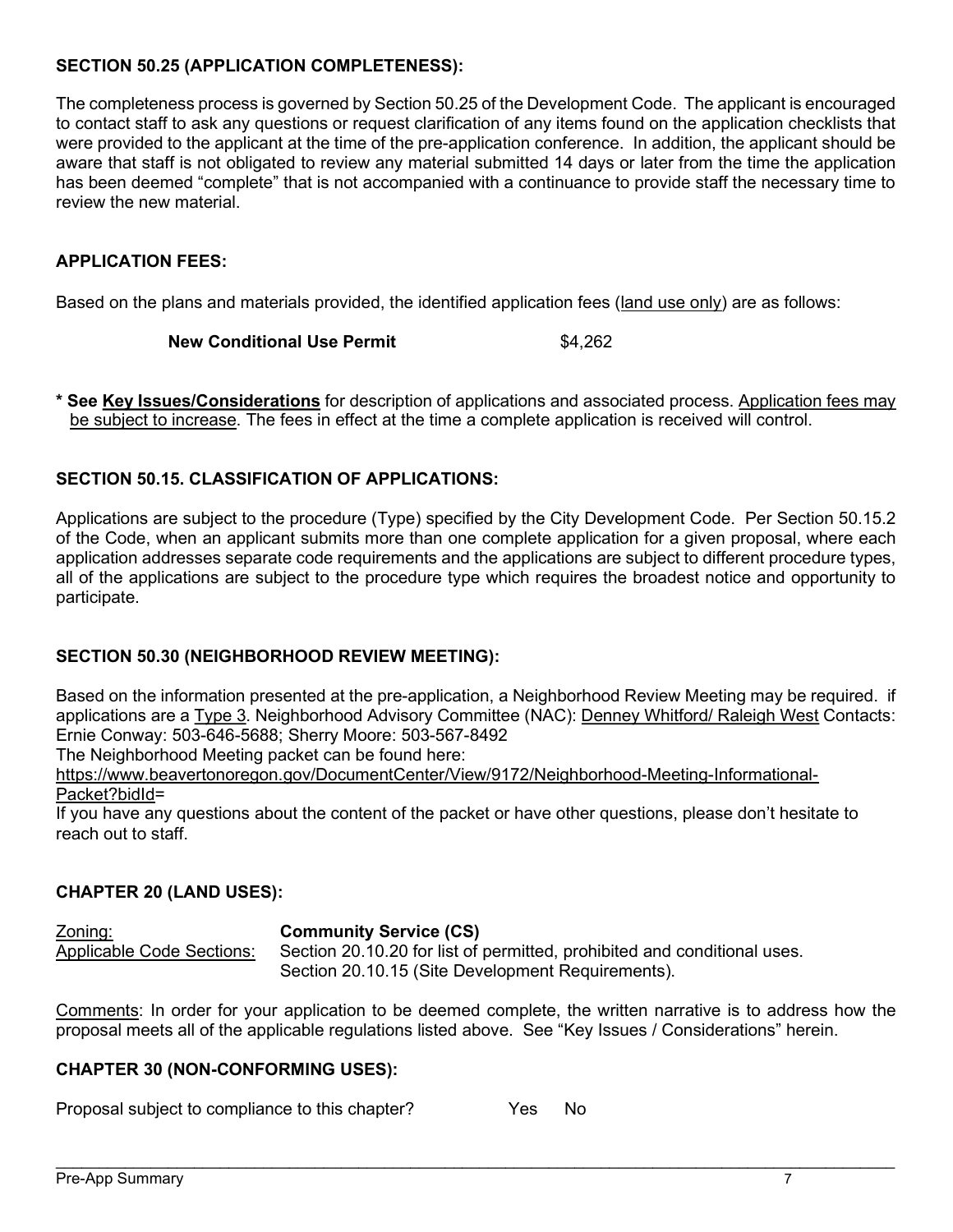## SECTION 50.25 (APPLICATION COMPLETENESS):

The completeness process is governed by Section 50.25 of the Development Code. The applicant is encouraged to contact staff to ask any questions or request clarification of any items found on the application checklists that were provided to the applicant at the time of the pre-application conference. In addition, the applicant should be aware that staff is not obligated to review any material submitted 14 days or later from the time the application has been deemed "complete" that is not accompanied with a continuance to provide staff the necessary time to review the new material.

## APPLICATION FEES:

Based on the plans and materials provided, the identified application fees (land use only) are as follows:

**New Conditional Use Permit** $4,262

**\* See Key Issues/Considerations** for description of applications and associated process. Application fees may be subject to increase. The fees in effect at the time a complete application is received will control.

## SECTION 50.15. CLASSIFICATION OF APPLICATIONS:

Applications are subject to the procedure (Type) specified by the City Development Code. Per Section 50.15.2 of the Code, when an applicant submits more than one complete application for a given proposal, where each application addresses separate code requirements and the applications are subject to different procedure types, all of the applications are subject to the procedure type which requires the broadest notice and opportunity to participate.

## SECTION 50.30 (NEIGHBORHOOD REVIEW MEETING):

Based on the information presented at the pre-application, a Neighborhood Review Meeting may be required. if applications are a Type 3. Neighborhood Advisory Committee (NAC): Denney Whitford/ Raleigh West Contacts: Ernie Conway: 503-646-5688; Sherry Moore: 503-567-8492
The Neighborhood Meeting packet can be found here:
https://www.beavertonoregon.gov/DocumentCenter/View/9172/Neighborhood-Meeting-Informational-Packet?bidId=
If you have any questions about the content of the packet or have other questions, please don't hesitate to reach out to staff.

## CHAPTER 20 (LAND USES):

Zoning: **Community Service (CS)**
Applicable Code Sections: Section 20.10.20 for list of permitted, prohibited and conditional uses.
Section 20.10.15 (Site Development Requirements).

Comments: In order for your application to be deemed complete, the written narrative is to address how the proposal meets all of the applicable regulations listed above. See "Key Issues / Considerations" herein.

## CHAPTER 30 (NON-CONFORMING USES):

Proposal subject to compliance to this chapter? Yes No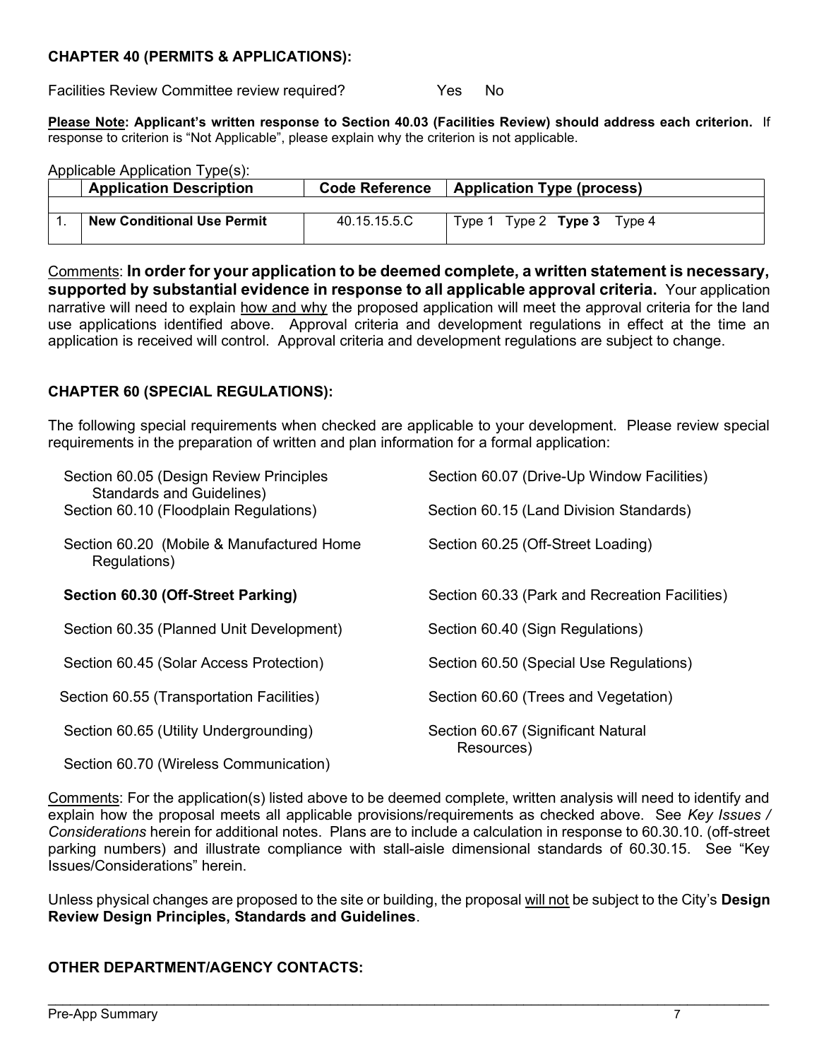**CHAPTER 40 (PERMITS & APPLICATIONS):**

Facilities Review Committee review required? Yes No

**Please Note: Applicant's written response to Section 40.03 (Facilities Review) should address each criterion.** If response to criterion is "Not Applicable", please explain why the criterion is not applicable.

Applicable Application Type(s):

| | Application Description | Code Reference | Application Type (process) |
|---|---|---|---|
| | | | |
| 1. | **New Conditional Use Permit** | 40.15.15.5.C | Type 1 Type 2 **Type 3** Type 4 |

Comments: **In order for your application to be deemed complete, a written statement is necessary, supported by substantial evidence in response to all applicable approval criteria.** Your application narrative will need to explain how and why the proposed application will meet the approval criteria for the land use applications identified above. Approval criteria and development regulations in effect at the time an application is received will control. Approval criteria and development regulations are subject to change.

**CHAPTER 60 (SPECIAL REGULATIONS):**

The following special requirements when checked are applicable to your development. Please review special requirements in the preparation of written and plan information for a formal application:

- Section 60.05 (Design Review Principles Standards and Guidelines)
- Section 60.07 (Drive-Up Window Facilities)
- Section 60.10 (Floodplain Regulations)
- Section 60.15 (Land Division Standards)
- Section 60.20 (Mobile & Manufactured Home Regulations)
- Section 60.25 (Off-Street Loading)
- **Section 60.30 (Off-Street Parking)**
- Section 60.33 (Park and Recreation Facilities)
- Section 60.35 (Planned Unit Development)
- Section 60.40 (Sign Regulations)
- Section 60.45 (Solar Access Protection)
- Section 60.50 (Special Use Regulations)
- Section 60.55 (Transportation Facilities)
- Section 60.60 (Trees and Vegetation)
- Section 60.65 (Utility Undergrounding)
- Section 60.67 (Significant Natural Resources)
- Section 60.70 (Wireless Communication)

Comments: For the application(s) listed above to be deemed complete, written analysis will need to identify and explain how the proposal meets all applicable provisions/requirements as checked above. See *Key Issues / Considerations* herein for additional notes. Plans are to include a calculation in response to 60.30.10. (off-street parking numbers) and illustrate compliance with stall-aisle dimensional standards of 60.30.15. See "Key Issues/Considerations" herein.

Unless physical changes are proposed to the site or building, the proposal will not be subject to the City's **Design Review Design Principles, Standards and Guidelines**.

**OTHER DEPARTMENT/AGENCY CONTACTS:**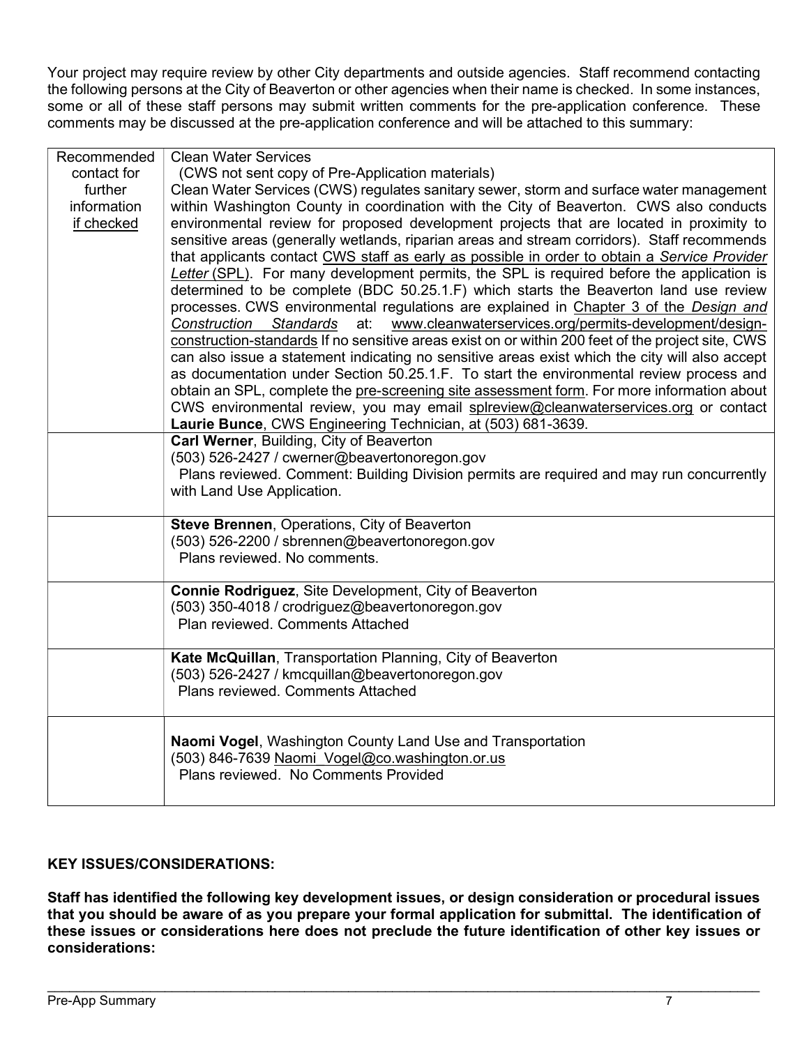Your project may require review by other City departments and outside agencies. Staff recommend contacting the following persons at the City of Beaverton or other agencies when their name is checked. In some instances, some or all of these staff persons may submit written comments for the pre-application conference. These comments may be discussed at the pre-application conference and will be attached to this summary:

| Recommended contact for further information if checked | |
|---|---|
| | Clean Water Services<br>(CWS not sent copy of Pre-Application materials)<br>Clean Water Services (CWS) regulates sanitary sewer, storm and surface water management within Washington County in coordination with the City of Beaverton. CWS also conducts environmental review for proposed development projects that are located in proximity to sensitive areas (generally wetlands, riparian areas and stream corridors). Staff recommends that applicants contact CWS staff as early as possible in order to obtain a *Service Provider Letter* (SPL). For many development permits, the SPL is required before the application is determined to be complete (BDC 50.25.1.F) which starts the Beaverton land use review processes. CWS environmental regulations are explained in Chapter 3 of the *Design and Construction Standards* at: www.cleanwaterservices.org/permits-development/design-construction-standards If no sensitive areas exist on or within 200 feet of the project site, CWS can also issue a statement indicating no sensitive areas exist which the city will also accept as documentation under Section 50.25.1.F. To start the environmental review process and obtain an SPL, complete the pre-screening site assessment form. For more information about CWS environmental review, you may email splreview@cleanwaterservices.org or contact **Laurie Bunce**, CWS Engineering Technician, at (503) 681-3639. |
| | **Carl Werner**, Building, City of Beaverton<br>(503) 526-2427 / cwerner@beavertonoregon.gov<br>Plans reviewed. Comment: Building Division permits are required and may run concurrently with Land Use Application. |
| | **Steve Brennen**, Operations, City of Beaverton<br>(503) 526-2200 / sbrennen@beavertonoregon.gov<br>Plans reviewed. No comments. |
| | **Connie Rodriguez**, Site Development, City of Beaverton<br>(503) 350-4018 / crodriguez@beavertonoregon.gov<br>Plan reviewed. Comments Attached |
| | **Kate McQuillan**, Transportation Planning, City of Beaverton<br>(503) 526-2427 / kmcquillan@beavertonoregon.gov<br>Plans reviewed. Comments Attached |
| | **Naomi Vogel**, Washington County Land Use and Transportation<br>(503) 846-7639 Naomi_Vogel@co.washington.or.us<br>Plans reviewed. No Comments Provided |

**KEY ISSUES/CONSIDERATIONS:**

**Staff has identified the following key development issues, or design consideration or procedural issues that you should be aware of as you prepare your formal application for submittal. The identification of these issues or considerations here does not preclude the future identification of other key issues or considerations:**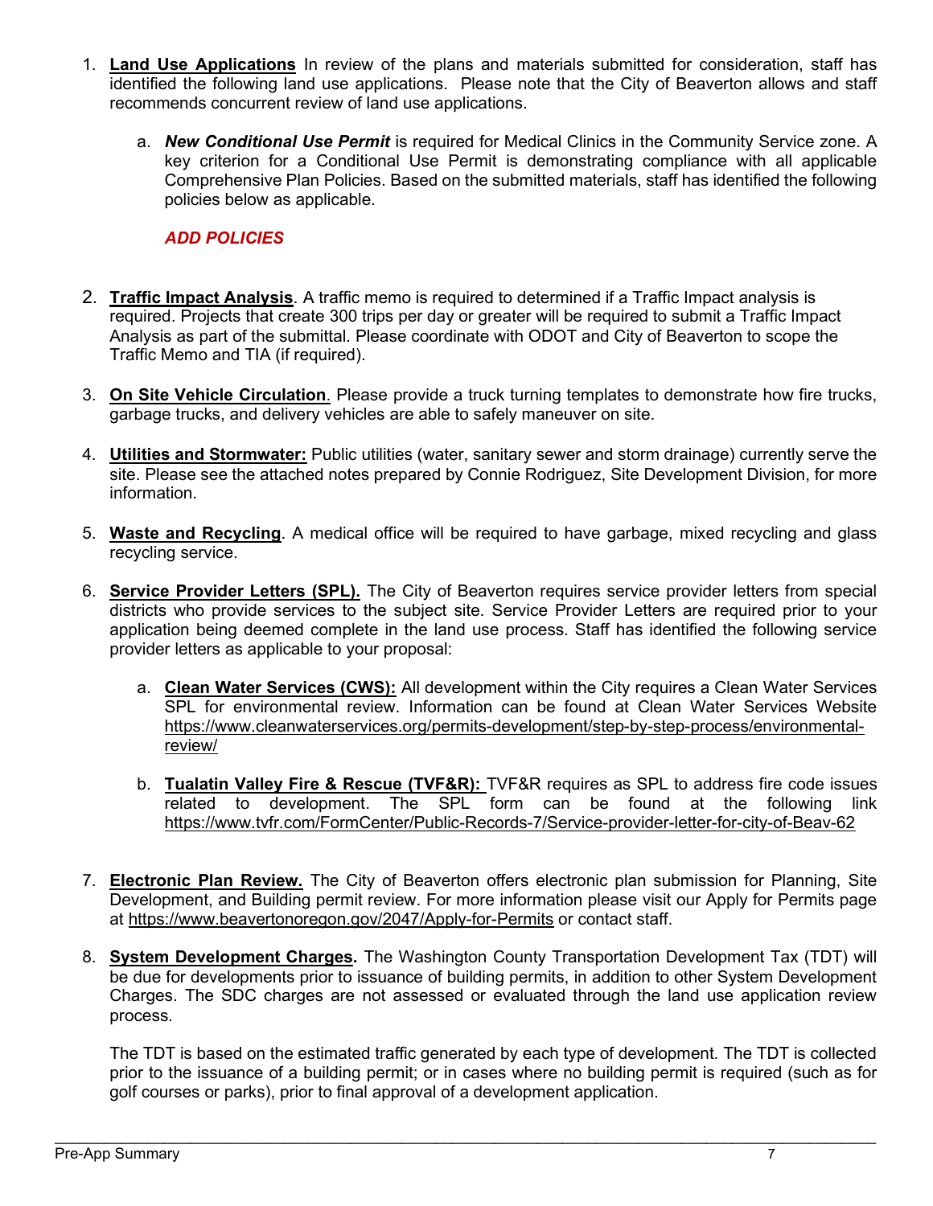1. **Land Use Applications** In review of the plans and materials submitted for consideration, staff has identified the following land use applications. Please note that the City of Beaverton allows and staff recommends concurrent review of land use applications.

    a. ***New Conditional Use Permit*** is required for Medical Clinics in the Community Service zone. A key criterion for a Conditional Use Permit is demonstrating compliance with all applicable Comprehensive Plan Policies. Based on the submitted materials, staff has identified the following policies below as applicable.

    ***ADD POLICIES***

2. **Traffic Impact Analysis**. A traffic memo is required to determined if a Traffic Impact analysis is required. Projects that create 300 trips per day or greater will be required to submit a Traffic Impact Analysis as part of the submittal. Please coordinate with ODOT and City of Beaverton to scope the Traffic Memo and TIA (if required).

3. **On Site Vehicle Circulation**. Please provide a truck turning templates to demonstrate how fire trucks, garbage trucks, and delivery vehicles are able to safely maneuver on site.

4. **Utilities and Stormwater:** Public utilities (water, sanitary sewer and storm drainage) currently serve the site. Please see the attached notes prepared by Connie Rodriguez, Site Development Division, for more information.

5. **Waste and Recycling**. A medical office will be required to have garbage, mixed recycling and glass recycling service.

6. **Service Provider Letters (SPL).** The City of Beaverton requires service provider letters from special districts who provide services to the subject site. Service Provider Letters are required prior to your application being deemed complete in the land use process. Staff has identified the following service provider letters as applicable to your proposal:

    a. **Clean Water Services (CWS):** All development within the City requires a Clean Water Services SPL for environmental review. Information can be found at Clean Water Services Website https://www.cleanwaterservices.org/permits-development/step-by-step-process/environmental-review/

    b. **Tualatin Valley Fire & Rescue (TVF&R):** TVF&R requires as SPL to address fire code issues related to development. The SPL form can be found at the following link https://www.tvfr.com/FormCenter/Public-Records-7/Service-provider-letter-for-city-of-Beav-62

7. **Electronic Plan Review.** The City of Beaverton offers electronic plan submission for Planning, Site Development, and Building permit review. For more information please visit our Apply for Permits page at https://www.beavertonoregon.gov/2047/Apply-for-Permits or contact staff.

8. **System Development Charges.** The Washington County Transportation Development Tax (TDT) will be due for developments prior to issuance of building permits, in addition to other System Development Charges. The SDC charges are not assessed or evaluated through the land use application review process.

    The TDT is based on the estimated traffic generated by each type of development. The TDT is collected prior to the issuance of a building permit; or in cases where no building permit is required (such as for golf courses or parks), prior to final approval of a development application.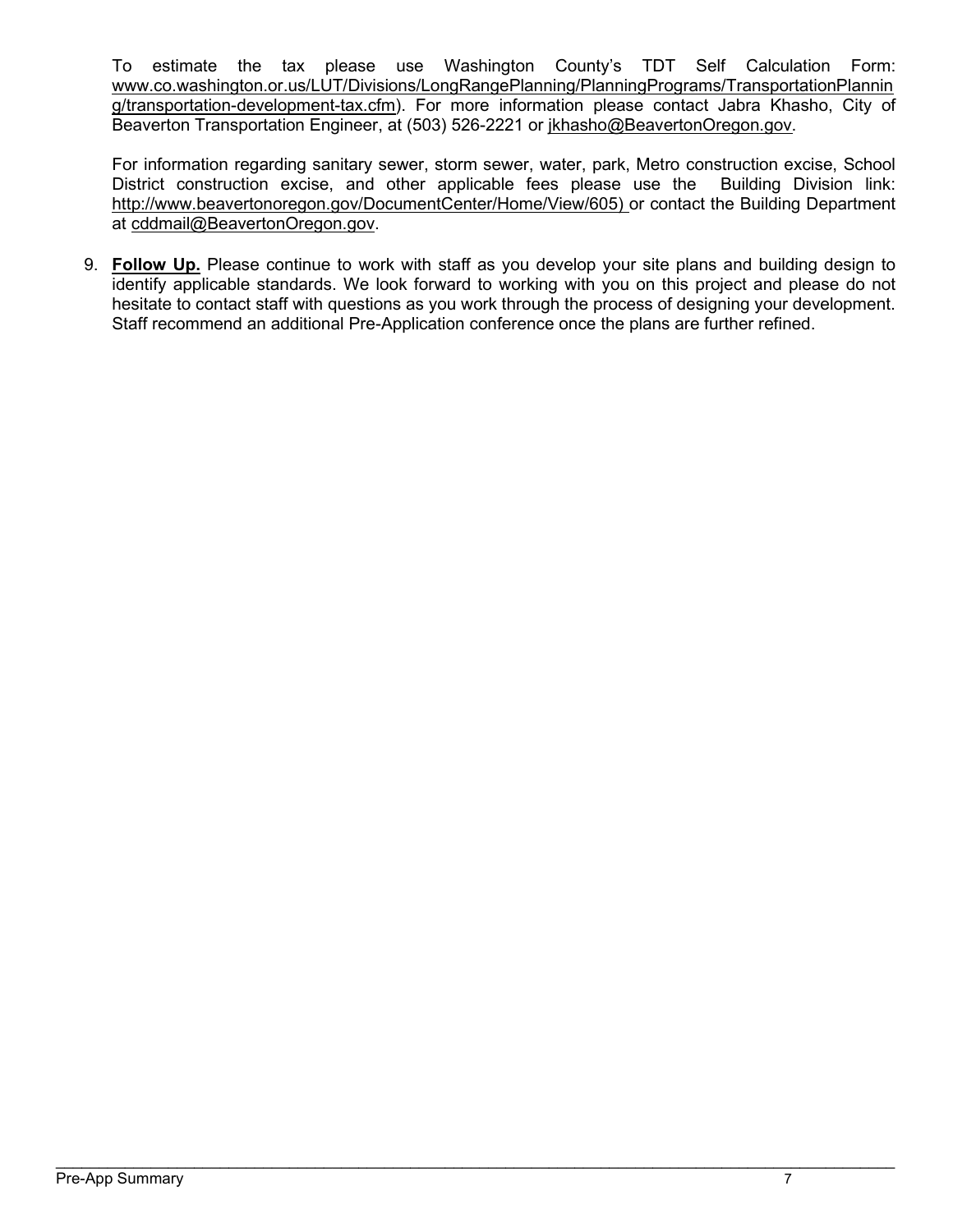To estimate the tax please use Washington County's TDT Self Calculation Form: www.co.washington.or.us/LUT/Divisions/LongRangePlanning/PlanningPrograms/TransportationPlanning/transportation-development-tax.cfm). For more information please contact Jabra Khasho, City of Beaverton Transportation Engineer, at (503) 526-2221 or jkhasho@BeavertonOregon.gov.

For information regarding sanitary sewer, storm sewer, water, park, Metro construction excise, School District construction excise, and other applicable fees please use the Building Division link: http://www.beavertonoregon.gov/DocumentCenter/Home/View/605) or contact the Building Department at cddmail@BeavertonOregon.gov.

9. **Follow Up.** Please continue to work with staff as you develop your site plans and building design to identify applicable standards. We look forward to working with you on this project and please do not hesitate to contact staff with questions as you work through the process of designing your development. Staff recommend an additional Pre-Application conference once the plans are further refined.